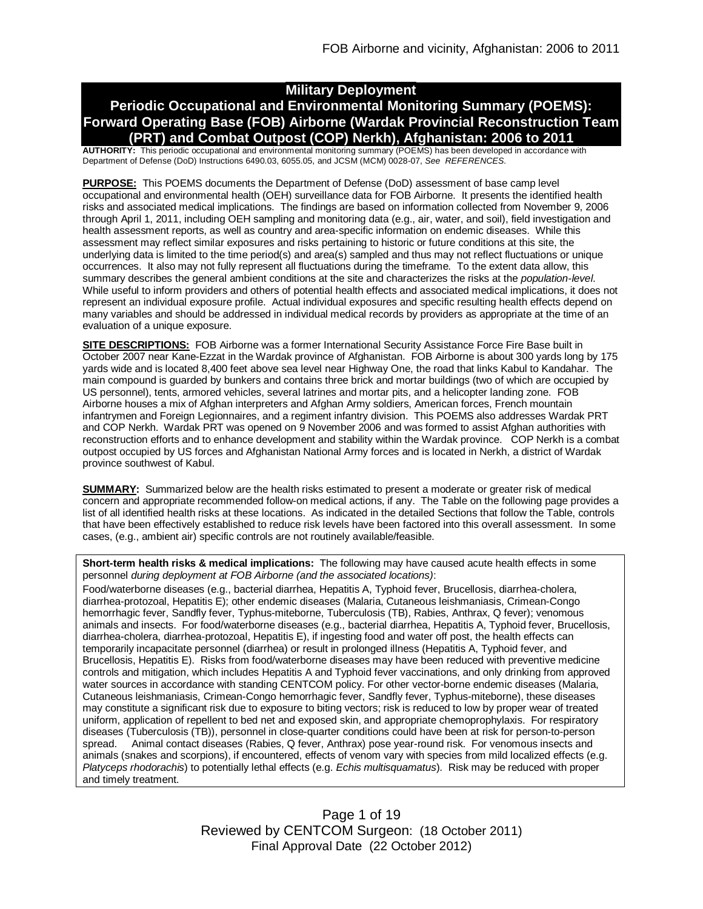# Military Deployment

# Periodic Occupational and Environmental Monitoring Summary (POEMS): Forward Operating Base (FOB) Airborne (Wardak Provincial Reconstruction Team (PRT) and Combat Outpost (COP) Nerkh), Afghanistan: 2006 to 2011

**AUTHORITY:** This periodic occupational and environmental monitoring summary (POEMS) has been developed in accordance with Department of Defense (DoD) Instructions 6490.03, 6055.05, and JCSM (MCM) 0028-07, *See REFERENCES*.

**PURPOSE:** This POEMS documents the Department of Defense (DoD) assessment of base camp level occupational and environmental health (OEH) surveillance data for FOB Airborne. It presents the identified health risks and associated medical implications. The findings are based on information collected from November 9, 2006 through April 1, 2011, including OEH sampling and monitoring data (e.g., air, water, and soil), field investigation and health assessment reports, as well as country and area-specific information on endemic diseases. While this assessment may reflect similar exposures and risks pertaining to historic or future conditions at this site, the underlying data is limited to the time period(s) and area(s) sampled and thus may not reflect fluctuations or unique occurrences. It also may not fully represent all fluctuations during the timeframe. To the extent data allow, this summary describes the general ambient conditions at the site and characterizes the risks at the *population-level*. While useful to inform providers and others of potential health effects and associated medical implications, it does not represent an individual exposure profile. Actual individual exposures and specific resulting health effects depend on many variables and should be addressed in individual medical records by providers as appropriate at the time of an evaluation of a unique exposure.

**SITE DESCRIPTIONS:** FOB Airborne was a former International Security Assistance Force Fire Base built in October 2007 near Kane-Ezzat in the Wardak province of Afghanistan. FOB Airborne is about 300 yards long by 175 yards wide and is located 8,400 feet above sea level near Highway One, the road that links Kabul to Kandahar. The main compound is guarded by bunkers and contains three brick and mortar buildings (two of which are occupied by US personnel), tents, armored vehicles, several latrines and mortar pits, and a helicopter landing zone. FOB Airborne houses a mix of Afghan interpreters and Afghan Army soldiers, American forces, French mountain infantrymen and Foreign Legionnaires, and a regiment infantry division. This POEMS also addresses Wardak PRT and COP Nerkh. Wardak PRT was opened on 9 November 2006 and was formed to assist Afghan authorities with reconstruction efforts and to enhance development and stability within the Wardak province. COP Nerkh is a combat outpost occupied by US forces and Afghanistan National Army forces and is located in Nerkh, a district of Wardak province southwest of Kabul.

**SUMMARY:** Summarized below are the health risks estimated to present a moderate or greater risk of medical concern and appropriate recommended follow-on medical actions, if any. The Table on the following page provides a list of all identified health risks at these locations. As indicated in the detailed Sections that follow the Table, controls that have been effectively established to reduce risk levels have been factored into this overall assessment. In some cases, (e.g., ambient air) specific controls are not routinely available/feasible.

**Short-term health risks & medical implications:** The following may have caused acute health effects in some personnel *during deployment at FOB Airborne (and the associated locations)*:

Food/waterborne diseases (e.g., bacterial diarrhea, Hepatitis A, Typhoid fever, Brucellosis, diarrhea-cholera, diarrhea-protozoal, Hepatitis E); other endemic diseases (Malaria, Cutaneous leishmaniasis, Crimean-Congo hemorrhagic fever, Sandfly fever, Typhus-miteborne, Tuberculosis (TB), Rabies, Anthrax, Q fever); venomous animals and insects. For food/waterborne diseases (e.g., bacterial diarrhea, Hepatitis A, Typhoid fever, Brucellosis, diarrhea-cholera, diarrhea-protozoal, Hepatitis E), if ingesting food and water off post, the health effects can temporarily incapacitate personnel (diarrhea) or result in prolonged illness (Hepatitis A, Typhoid fever, and Brucellosis, Hepatitis E). Risks from food/waterborne diseases may have been reduced with preventive medicine controls and mitigation, which includes Hepatitis A and Typhoid fever vaccinations, and only drinking from approved water sources in accordance with standing CENTCOM policy. For other vector-borne endemic diseases (Malaria, Cutaneous leishmaniasis, Crimean-Congo hemorrhagic fever, Sandfly fever, Typhus-miteborne), these diseases may constitute a significant risk due to exposure to biting vectors; risk is reduced to low by proper wear of treated uniform, application of repellent to bed net and exposed skin, and appropriate chemoprophylaxis. For respiratory diseases (Tuberculosis (TB)), personnel in close-quarter conditions could have been at risk for person-to-person spread. Animal contact diseases (Rabies, Q fever, Anthrax) pose year-round risk. For venomous insects and animals (snakes and scorpions), if encountered, effects of venom vary with species from mild localized effects (e.g. *Platyceps rhodorachis*) to potentially lethal effects (e.g. *Echis multisquamatus*). Risk may be reduced with proper and timely treatment.

Reviewed by CENTCOM Surgeon: (18 October 2011)
Final Approval Date (22 October 2012)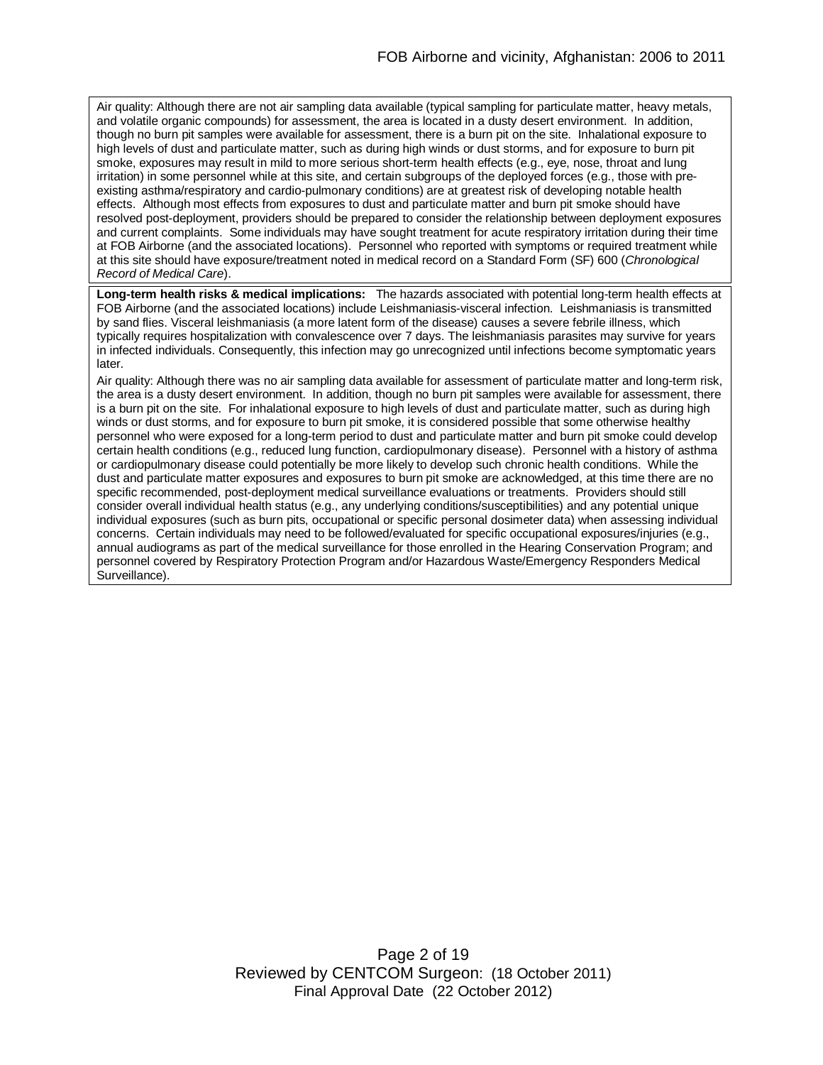Air quality: Although there are not air sampling data available (typical sampling for particulate matter, heavy metals, and volatile organic compounds) for assessment, the area is located in a dusty desert environment. In addition, though no burn pit samples were available for assessment, there is a burn pit on the site. Inhalational exposure to high levels of dust and particulate matter, such as during high winds or dust storms, and for exposure to burn pit smoke, exposures may result in mild to more serious short-term health effects (e.g., eye, nose, throat and lung irritation) in some personnel while at this site, and certain subgroups of the deployed forces (e.g., those with pre-existing asthma/respiratory and cardio-pulmonary conditions) are at greatest risk of developing notable health effects. Although most effects from exposures to dust and particulate matter and burn pit smoke should have resolved post-deployment, providers should be prepared to consider the relationship between deployment exposures and current complaints. Some individuals may have sought treatment for acute respiratory irritation during their time at FOB Airborne (and the associated locations). Personnel who reported with symptoms or required treatment while at this site should have exposure/treatment noted in medical record on a Standard Form (SF) 600 (*Chronological Record of Medical Care*).

**Long-term health risks & medical implications:** The hazards associated with potential long-term health effects at FOB Airborne (and the associated locations) include Leishmaniasis-visceral infection. Leishmaniasis is transmitted by sand flies. Visceral leishmaniasis (a more latent form of the disease) causes a severe febrile illness, which typically requires hospitalization with convalescence over 7 days. The leishmaniasis parasites may survive for years in infected individuals. Consequently, this infection may go unrecognized until infections become symptomatic years later.

Air quality: Although there was no air sampling data available for assessment of particulate matter and long-term risk, the area is a dusty desert environment. In addition, though no burn pit samples were available for assessment, there is a burn pit on the site. For inhalational exposure to high levels of dust and particulate matter, such as during high winds or dust storms, and for exposure to burn pit smoke, it is considered possible that some otherwise healthy personnel who were exposed for a long-term period to dust and particulate matter and burn pit smoke could develop certain health conditions (e.g., reduced lung function, cardiopulmonary disease). Personnel with a history of asthma or cardiopulmonary disease could potentially be more likely to develop such chronic health conditions. While the dust and particulate matter exposures and exposures to burn pit smoke are acknowledged, at this time there are no specific recommended, post-deployment medical surveillance evaluations or treatments. Providers should still consider overall individual health status (e.g., any underlying conditions/susceptibilities) and any potential unique individual exposures (such as burn pits, occupational or specific personal dosimeter data) when assessing individual concerns. Certain individuals may need to be followed/evaluated for specific occupational exposures/injuries (e.g., annual audiograms as part of the medical surveillance for those enrolled in the Hearing Conservation Program; and personnel covered by Respiratory Protection Program and/or Hazardous Waste/Emergency Responders Medical Surveillance).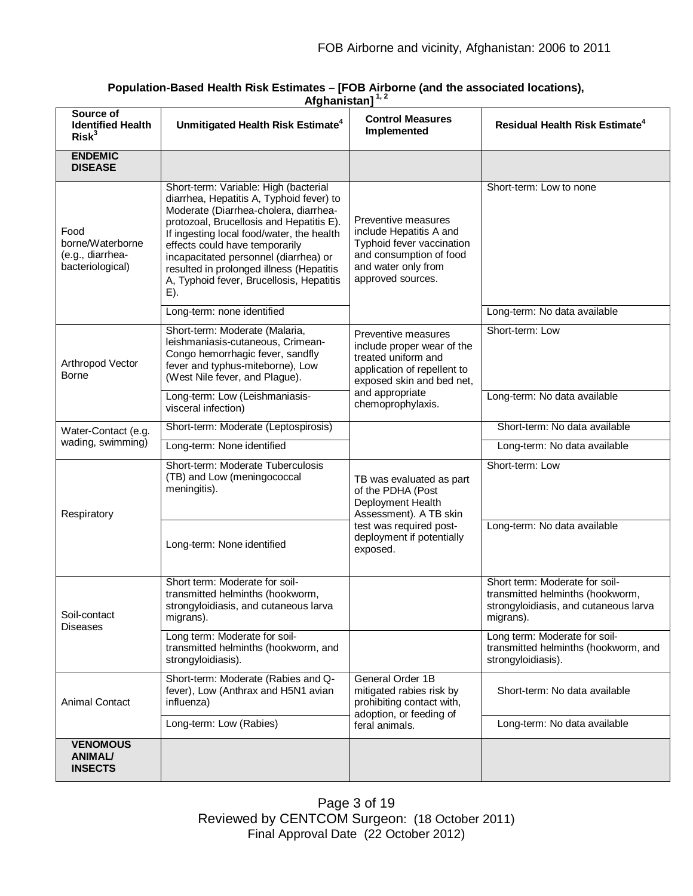**Population-Based Health Risk Estimates – [FOB Airborne (and the associated locations), Afghanistan] [1, 2]**

| Source of Identified Health Risk[3] | Unmitigated Health Risk Estimate[4] | Control Measures Implemented | Residual Health Risk Estimate[4] |
|---|---|---|---|
| **ENDEMIC DISEASE** | | | |
| Food borne/Waterborne (e.g., diarrhea-bacteriological) | Short-term: Variable: High (bacterial diarrhea, Hepatitis A, Typhoid fever) to Moderate (Diarrhea-cholera, diarrhea-protozoal, Brucellosis and Hepatitis E). If ingesting local food/water, the health effects could have temporarily incapacitated personnel (diarrhea) or resulted in prolonged illness (Hepatitis A, Typhoid fever, Brucellosis, Hepatitis E). | Preventive measures include Hepatitis A and Typhoid fever vaccination and consumption of food and water only from approved sources. | Short-term: Low to none |
| | Long-term: none identified | | Long-term: No data available |
| Arthropod Vector Borne | Short-term: Moderate (Malaria, leishmaniasis-cutaneous, Crimean-Congo hemorrhagic fever, sandfly fever and typhus-miteborne), Low (West Nile fever, and Plague). | Preventive measures include proper wear of the treated uniform and application of repellent to exposed skin and bed net, and appropriate chemoprophylaxis. | Short-term: Low |
| | Long-term: Low (Leishmaniasis-visceral infection) | | Long-term: No data available |
| Water-Contact (e.g. wading, swimming) | Short-term: Moderate (Leptospirosis) | | Short-term: No data available |
| | Long-term: None identified | | Long-term: No data available |
| Respiratory | Short-term: Moderate Tuberculosis (TB) and Low (meningococcal meningitis). | TB was evaluated as part of the PDHA (Post Deployment Health Assessment). A TB skin test was required post-deployment if potentially exposed. | Short-term: Low |
| | Long-term: None identified | | Long-term: No data available |
| Soil-contact Diseases | Short term: Moderate for soil-transmitted helminths (hookworm, strongyloidiasis, and cutaneous larva migrans). | | Short term: Moderate for soil-transmitted helminths (hookworm, strongyloidiasis, and cutaneous larva migrans). |
| | Long term: Moderate for soil-transmitted helminths (hookworm, and strongyloidiasis). | | Long term: Moderate for soil-transmitted helminths (hookworm, and strongyloidiasis). |
| Animal Contact | Short-term: Moderate (Rabies and Q-fever), Low (Anthrax and H5N1 avian influenza) | General Order 1B mitigated rabies risk by prohibiting contact with, adoption, or feeding of feral animals. | Short-term: No data available |
| | Long-term: Low (Rabies) | | Long-term: No data available |
| **VENOMOUS ANIMAL/ INSECTS** | | | |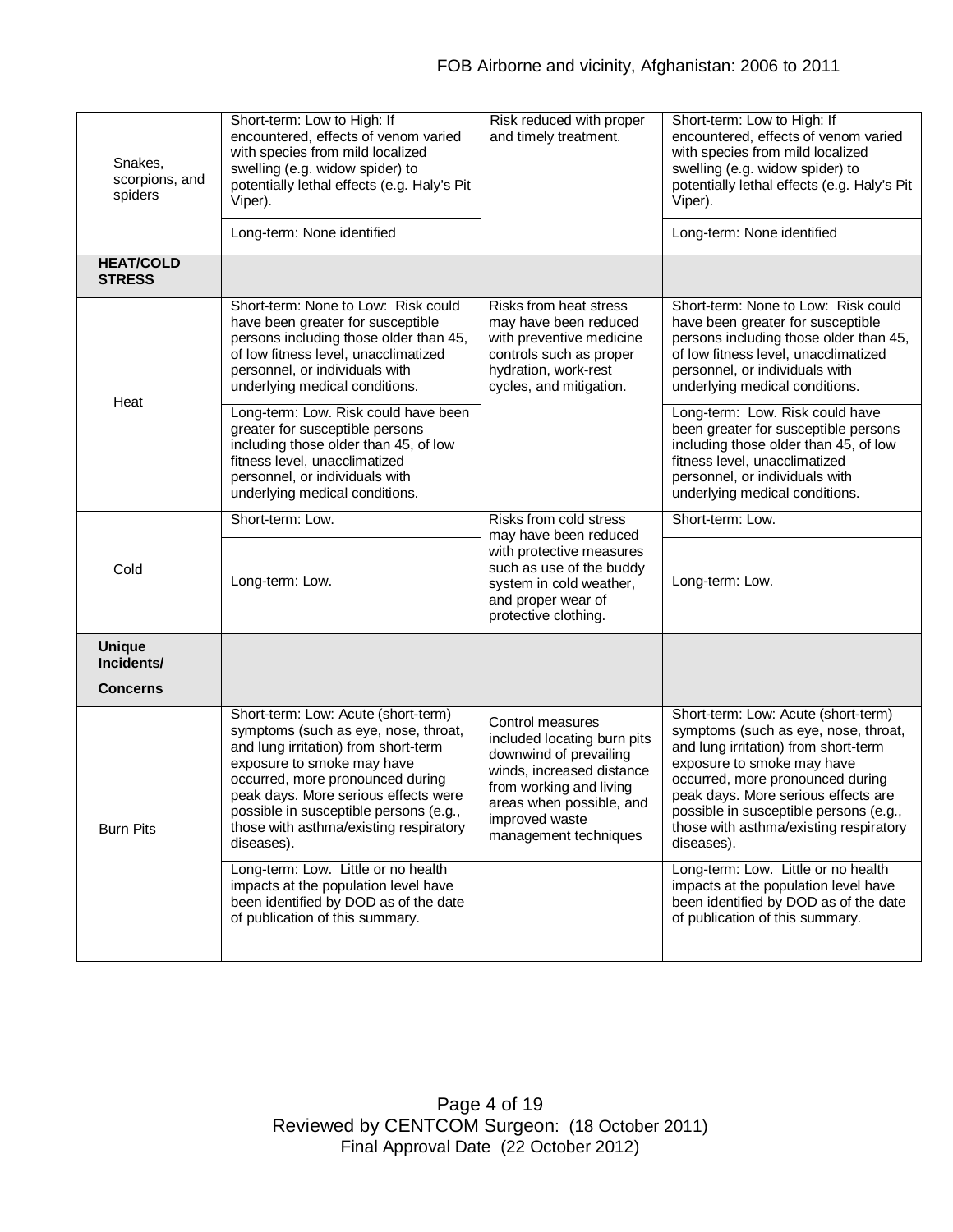| | | | |
|---|---|---|---|
| Snakes, scorpions, and spiders | Short-term: Low to High: If encountered, effects of venom varied with species from mild localized swelling (e.g. widow spider) to potentially lethal effects (e.g. Haly's Pit Viper). | Risk reduced with proper and timely treatment. | Short-term: Low to High: If encountered, effects of venom varied with species from mild localized swelling (e.g. widow spider) to potentially lethal effects (e.g. Haly's Pit Viper). |
| | Long-term: None identified | | Long-term: None identified |
| **HEAT/COLD STRESS** | | | |
| Heat | Short-term: None to Low: Risk could have been greater for susceptible persons including those older than 45, of low fitness level, unacclimatized personnel, or individuals with underlying medical conditions. | Risks from heat stress may have been reduced with preventive medicine controls such as proper hydration, work-rest cycles, and mitigation. | Short-term: None to Low: Risk could have been greater for susceptible persons including those older than 45, of low fitness level, unacclimatized personnel, or individuals with underlying medical conditions. |
| | Long-term: Low. Risk could have been greater for susceptible persons including those older than 45, of low fitness level, unacclimatized personnel, or individuals with underlying medical conditions. | | Long-term: Low. Risk could have been greater for susceptible persons including those older than 45, of low fitness level, unacclimatized personnel, or individuals with underlying medical conditions. |
| Cold | Short-term: Low. | Risks from cold stress may have been reduced with protective measures such as use of the buddy system in cold weather, and proper wear of protective clothing. | Short-term: Low. |
| | Long-term: Low. | | Long-term: Low. |
| **Unique Incidents/ Concerns** | | | |
| Burn Pits | Short-term: Low: Acute (short-term) symptoms (such as eye, nose, throat, and lung irritation) from short-term exposure to smoke may have occurred, more pronounced during peak days. More serious effects were possible in susceptible persons (e.g., those with asthma/existing respiratory diseases). | Control measures included locating burn pits downwind of prevailing winds, increased distance from working and living areas when possible, and improved waste management techniques | Short-term: Low: Acute (short-term) symptoms (such as eye, nose, throat, and lung irritation) from short-term exposure to smoke may have occurred, more pronounced during peak days. More serious effects are possible in susceptible persons (e.g., those with asthma/existing respiratory diseases). |
| | Long-term: Low. Little or no health impacts at the population level have been identified by DOD as of the date of publication of this summary. | | Long-term: Low. Little or no health impacts at the population level have been identified by DOD as of the date of publication of this summary. |

Reviewed by CENTCOM Surgeon: (18 October 2011)
Final Approval Date (22 October 2012)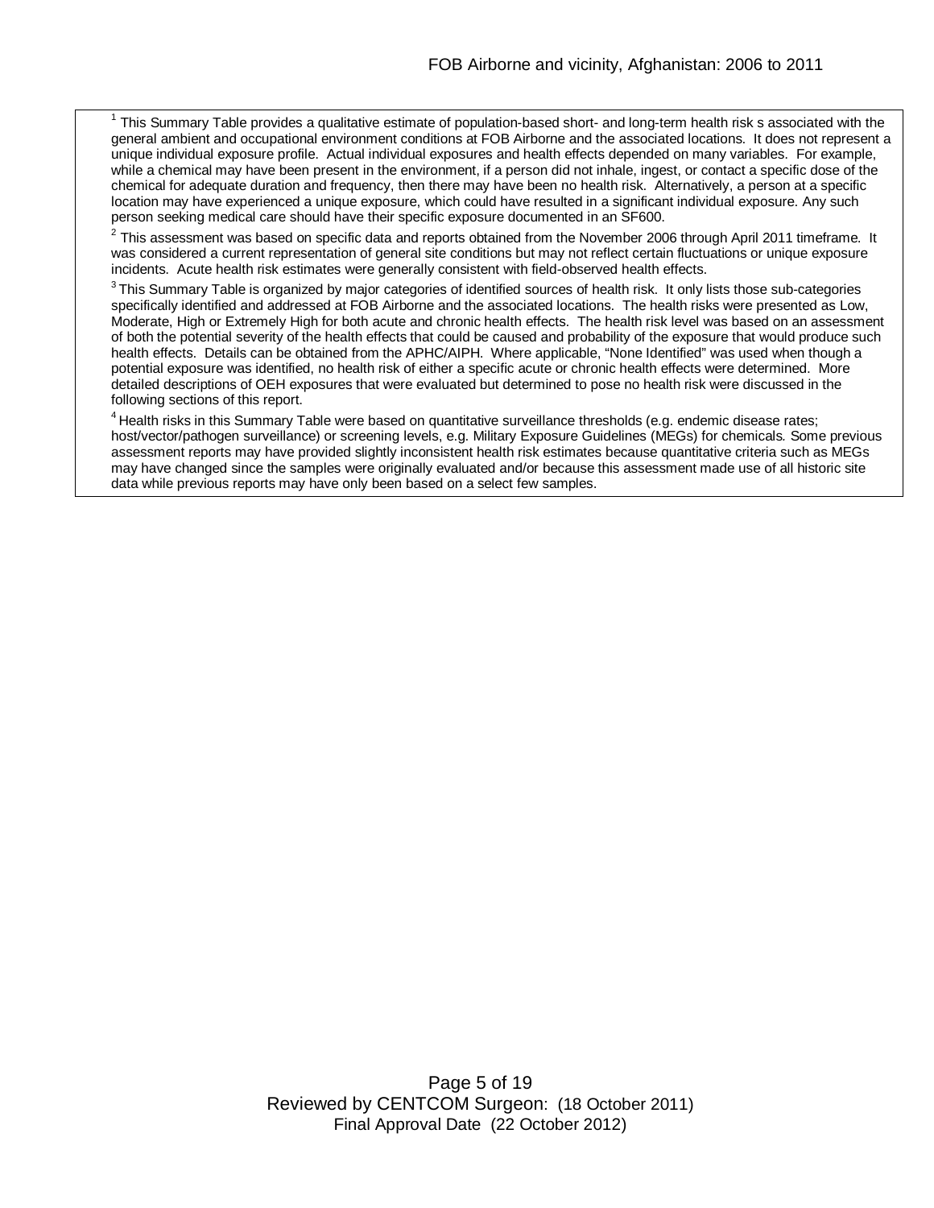[1] This Summary Table provides a qualitative estimate of population-based short- and long-term health risk s associated with the general ambient and occupational environment conditions at FOB Airborne and the associated locations. It does not represent a unique individual exposure profile. Actual individual exposures and health effects depended on many variables. For example, while a chemical may have been present in the environment, if a person did not inhale, ingest, or contact a specific dose of the chemical for adequate duration and frequency, then there may have been no health risk. Alternatively, a person at a specific location may have experienced a unique exposure, which could have resulted in a significant individual exposure. Any such person seeking medical care should have their specific exposure documented in an SF600.

[2] This assessment was based on specific data and reports obtained from the November 2006 through April 2011 timeframe. It was considered a current representation of general site conditions but may not reflect certain fluctuations or unique exposure incidents. Acute health risk estimates were generally consistent with field-observed health effects.

[3] This Summary Table is organized by major categories of identified sources of health risk. It only lists those sub-categories specifically identified and addressed at FOB Airborne and the associated locations. The health risks were presented as Low, Moderate, High or Extremely High for both acute and chronic health effects. The health risk level was based on an assessment of both the potential severity of the health effects that could be caused and probability of the exposure that would produce such health effects. Details can be obtained from the APHC/AIPH. Where applicable, "None Identified" was used when though a potential exposure was identified, no health risk of either a specific acute or chronic health effects were determined. More detailed descriptions of OEH exposures that were evaluated but determined to pose no health risk were discussed in the following sections of this report.

[4] Health risks in this Summary Table were based on quantitative surveillance thresholds (e.g. endemic disease rates; host/vector/pathogen surveillance) or screening levels, e.g. Military Exposure Guidelines (MEGs) for chemicals*.* Some previous assessment reports may have provided slightly inconsistent health risk estimates because quantitative criteria such as MEGs may have changed since the samples were originally evaluated and/or because this assessment made use of all historic site data while previous reports may have only been based on a select few samples.

Reviewed by CENTCOM Surgeon: (18 October 2011)
Final Approval Date (22 October 2012)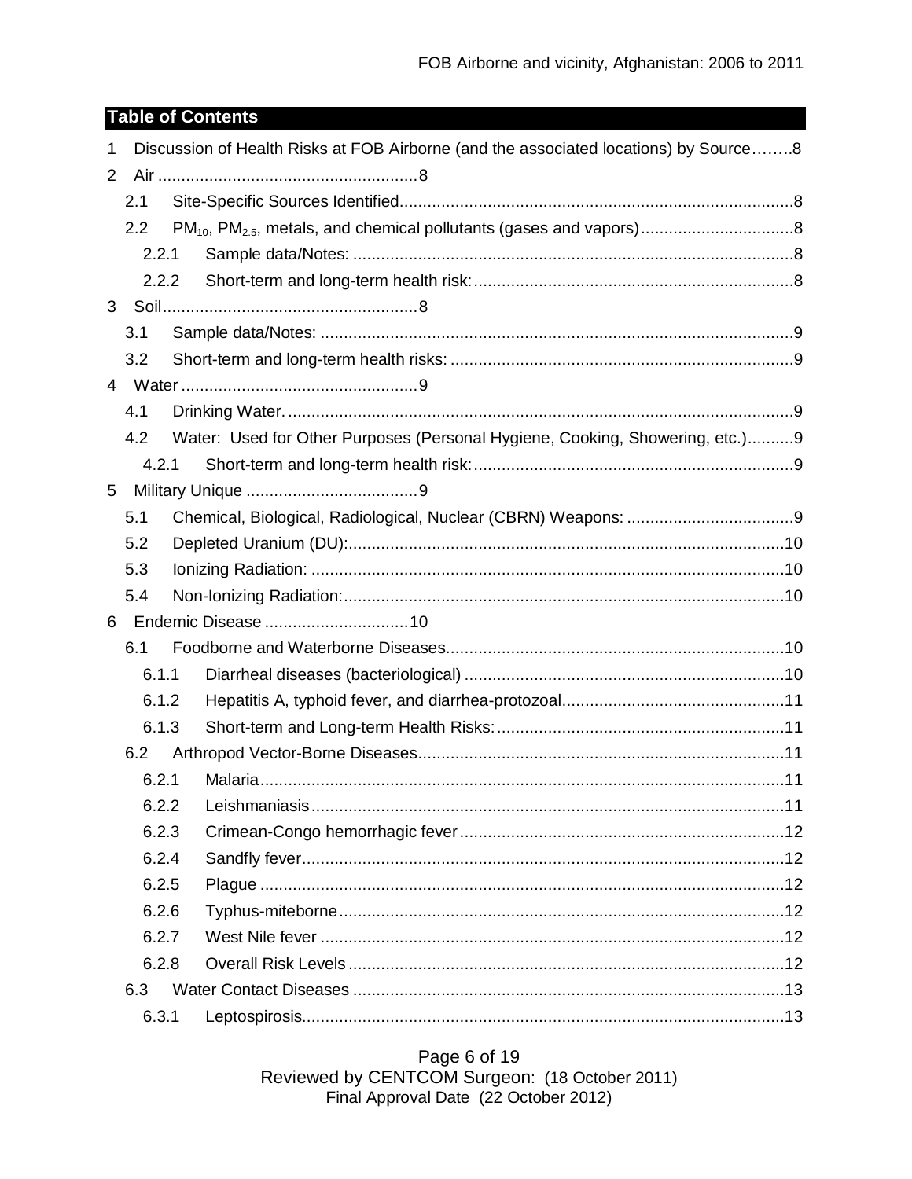## Table of Contents

1 Discussion of Health Risks at FOB Airborne (and the associated locations) by Source........8

2 Air ........................................................8

- 2.1 Site-Specific Sources Identified.....................................................................................8
- 2.2 $PM_{10}$, $PM_{2.5}$, metals, and chemical pollutants (gases and vapors)................................8
  - 2.2.1 Sample data/Notes: ...............................................................................................8
  - 2.2.2 Short-term and long-term health risk:.....................................................................8

3 Soil.......................................................8

- 3.1 Sample data/Notes: ......................................................................................................9
- 3.2 Short-term and long-term health risks: ..........................................................................9

4 Water ..................................................9

- 4.1 Drinking Water. ............................................................................................................9
- 4.2 Water: Used for Other Purposes (Personal Hygiene, Cooking, Showering, etc.)..........9
  - 4.2.1 Short-term and long-term health risk:.....................................................................9

5 Military Unique .....................................9

- 5.1 Chemical, Biological, Radiological, Nuclear (CBRN) Weapons: ....................................9
- 5.2 Depleted Uranium (DU):..............................................................................................10
- 5.3 Ionizing Radiation: ......................................................................................................10
- 5.4 Non-Ionizing Radiation:...............................................................................................10

6 Endemic Disease ...............................10

- 6.1 Foodborne and Waterborne Diseases.........................................................................10
  - 6.1.1 Diarrheal diseases (bacteriological) .....................................................................10
  - 6.1.2 Hepatitis A, typhoid fever, and diarrhea-protozoal................................................11
  - 6.1.3 Short-term and Long-term Health Risks:..............................................................11
- 6.2 Arthropod Vector-Borne Diseases...............................................................................11
  - 6.2.1 Malaria.................................................................................................................11
  - 6.2.2 Leishmaniasis......................................................................................................11
  - 6.2.3 Crimean-Congo hemorrhagic fever......................................................................12
  - 6.2.4 Sandfly fever........................................................................................................12
  - 6.2.5 Plague .................................................................................................................12
  - 6.2.6 Typhus-miteborne................................................................................................12
  - 6.2.7 West Nile fever ....................................................................................................12
  - 6.2.8 Overall Risk Levels ..............................................................................................12
- 6.3 Water Contact Diseases .............................................................................................13
  - 6.3.1 Leptospirosis........................................................................................................13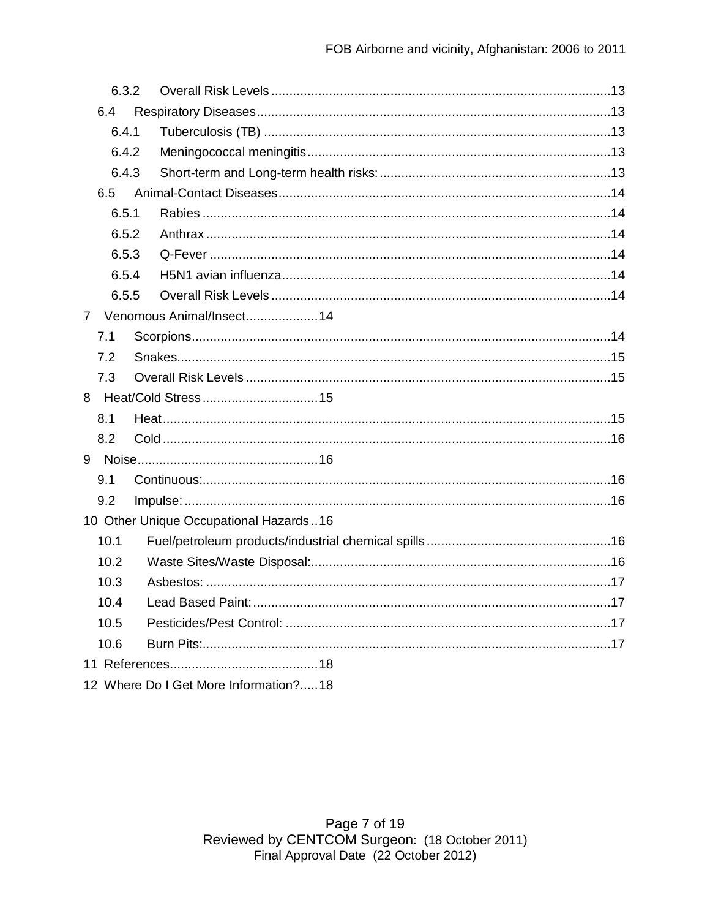6.3.2 Overall Risk Levels ....13

6.4 Respiratory Diseases ....13

6.4.1 Tuberculosis (TB) ....13

6.4.2 Meningococcal meningitis ....13

6.4.3 Short-term and Long-term health risks: ....13

6.5 Animal-Contact Diseases ....14

6.5.1 Rabies ....14

6.5.2 Anthrax ....14

6.5.3 Q-Fever ....14

6.5.4 H5N1 avian influenza ....14

6.5.5 Overall Risk Levels ....14

7 Venomous Animal/Insect ....14

7.1 Scorpions ....14

7.2 Snakes ....15

7.3 Overall Risk Levels ....15

8 Heat/Cold Stress ....15

8.1 Heat ....15

8.2 Cold ....16

9 Noise ....16

9.1 Continuous: ....16

9.2 Impulse: ....16

10 Other Unique Occupational Hazards ....16

10.1 Fuel/petroleum products/industrial chemical spills ....16

10.2 Waste Sites/Waste Disposal: ....16

10.3 Asbestos: ....17

10.4 Lead Based Paint: ....17

10.5 Pesticides/Pest Control: ....17

10.6 Burn Pits: ....17

11 References ....18

12 Where Do I Get More Information? ....18

Reviewed by CENTCOM Surgeon: (18 October 2011)
Final Approval Date (22 October 2012)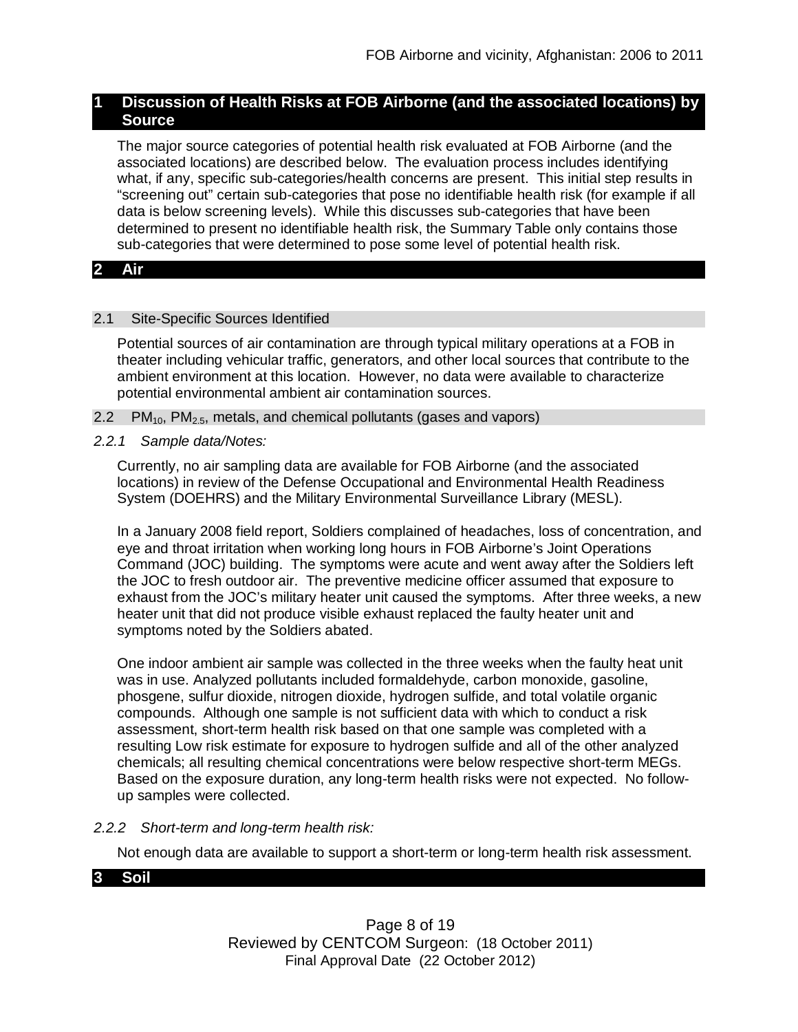## 1 Discussion of Health Risks at FOB Airborne (and the associated locations) by Source

The major source categories of potential health risk evaluated at FOB Airborne (and the associated locations) are described below. The evaluation process includes identifying what, if any, specific sub-categories/health concerns are present. This initial step results in "screening out" certain sub-categories that pose no identifiable health risk (for example if all data is below screening levels). While this discusses sub-categories that have been determined to present no identifiable health risk, the Summary Table only contains those sub-categories that were determined to pose some level of potential health risk.

## 2 Air

### 2.1 Site-Specific Sources Identified

Potential sources of air contamination are through typical military operations at a FOB in theater including vehicular traffic, generators, and other local sources that contribute to the ambient environment at this location. However, no data were available to characterize potential environmental ambient air contamination sources.

### 2.2 $PM_{10}$, $PM_{2.5}$, metals, and chemical pollutants (gases and vapors)

#### *2.2.1 Sample data/Notes:*

Currently, no air sampling data are available for FOB Airborne (and the associated locations) in review of the Defense Occupational and Environmental Health Readiness System (DOEHRS) and the Military Environmental Surveillance Library (MESL).

In a January 2008 field report, Soldiers complained of headaches, loss of concentration, and eye and throat irritation when working long hours in FOB Airborne's Joint Operations Command (JOC) building. The symptoms were acute and went away after the Soldiers left the JOC to fresh outdoor air. The preventive medicine officer assumed that exposure to exhaust from the JOC's military heater unit caused the symptoms. After three weeks, a new heater unit that did not produce visible exhaust replaced the faulty heater unit and symptoms noted by the Soldiers abated.

One indoor ambient air sample was collected in the three weeks when the faulty heat unit was in use. Analyzed pollutants included formaldehyde, carbon monoxide, gasoline, phosgene, sulfur dioxide, nitrogen dioxide, hydrogen sulfide, and total volatile organic compounds. Although one sample is not sufficient data with which to conduct a risk assessment, short-term health risk based on that one sample was completed with a resulting Low risk estimate for exposure to hydrogen sulfide and all of the other analyzed chemicals; all resulting chemical concentrations were below respective short-term MEGs. Based on the exposure duration, any long-term health risks were not expected. No follow-up samples were collected.

#### *2.2.2 Short-term and long-term health risk:*

Not enough data are available to support a short-term or long-term health risk assessment.

## 3 Soil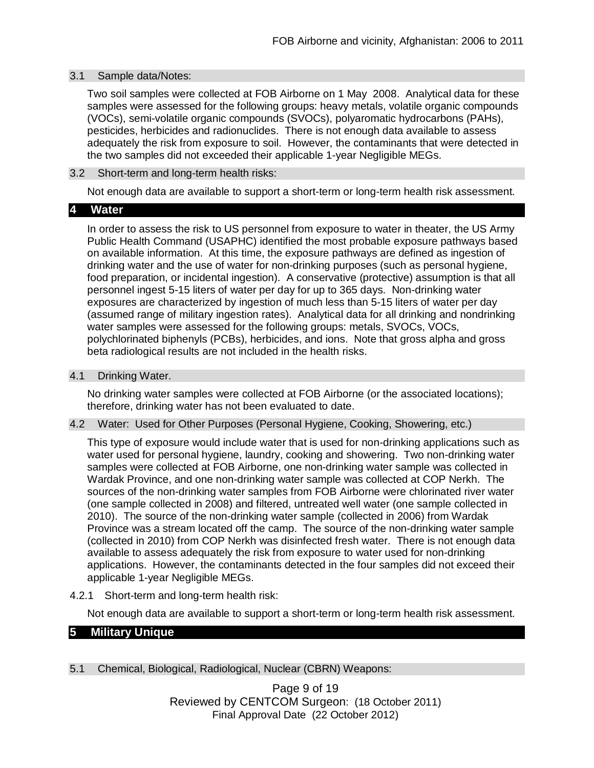### 3.1 Sample data/Notes:

Two soil samples were collected at FOB Airborne on 1 May 2008. Analytical data for these samples were assessed for the following groups: heavy metals, volatile organic compounds (VOCs), semi-volatile organic compounds (SVOCs), polyaromatic hydrocarbons (PAHs), pesticides, herbicides and radionuclides. There is not enough data available to assess adequately the risk from exposure to soil. However, the contaminants that were detected in the two samples did not exceeded their applicable 1-year Negligible MEGs.

### 3.2 Short-term and long-term health risks:

Not enough data are available to support a short-term or long-term health risk assessment.

## 4 Water

In order to assess the risk to US personnel from exposure to water in theater, the US Army Public Health Command (USAPHC) identified the most probable exposure pathways based on available information. At this time, the exposure pathways are defined as ingestion of drinking water and the use of water for non-drinking purposes (such as personal hygiene, food preparation, or incidental ingestion). A conservative (protective) assumption is that all personnel ingest 5-15 liters of water per day for up to 365 days. Non-drinking water exposures are characterized by ingestion of much less than 5-15 liters of water per day (assumed range of military ingestion rates). Analytical data for all drinking and nondrinking water samples were assessed for the following groups: metals, SVOCs, VOCs, polychlorinated biphenyls (PCBs), herbicides, and ions. Note that gross alpha and gross beta radiological results are not included in the health risks.

### 4.1 Drinking Water.

No drinking water samples were collected at FOB Airborne (or the associated locations); therefore, drinking water has not been evaluated to date.

### 4.2 Water: Used for Other Purposes (Personal Hygiene, Cooking, Showering, etc.)

This type of exposure would include water that is used for non-drinking applications such as water used for personal hygiene, laundry, cooking and showering. Two non-drinking water samples were collected at FOB Airborne, one non-drinking water sample was collected in Wardak Province, and one non-drinking water sample was collected at COP Nerkh. The sources of the non-drinking water samples from FOB Airborne were chlorinated river water (one sample collected in 2008) and filtered, untreated well water (one sample collected in 2010). The source of the non-drinking water sample (collected in 2006) from Wardak Province was a stream located off the camp. The source of the non-drinking water sample (collected in 2010) from COP Nerkh was disinfected fresh water. There is not enough data available to assess adequately the risk from exposure to water used for non-drinking applications. However, the contaminants detected in the four samples did not exceed their applicable 1-year Negligible MEGs.

#### 4.2.1 Short-term and long-term health risk:

Not enough data are available to support a short-term or long-term health risk assessment.

## 5 Military Unique

### 5.1 Chemical, Biological, Radiological, Nuclear (CBRN) Weapons: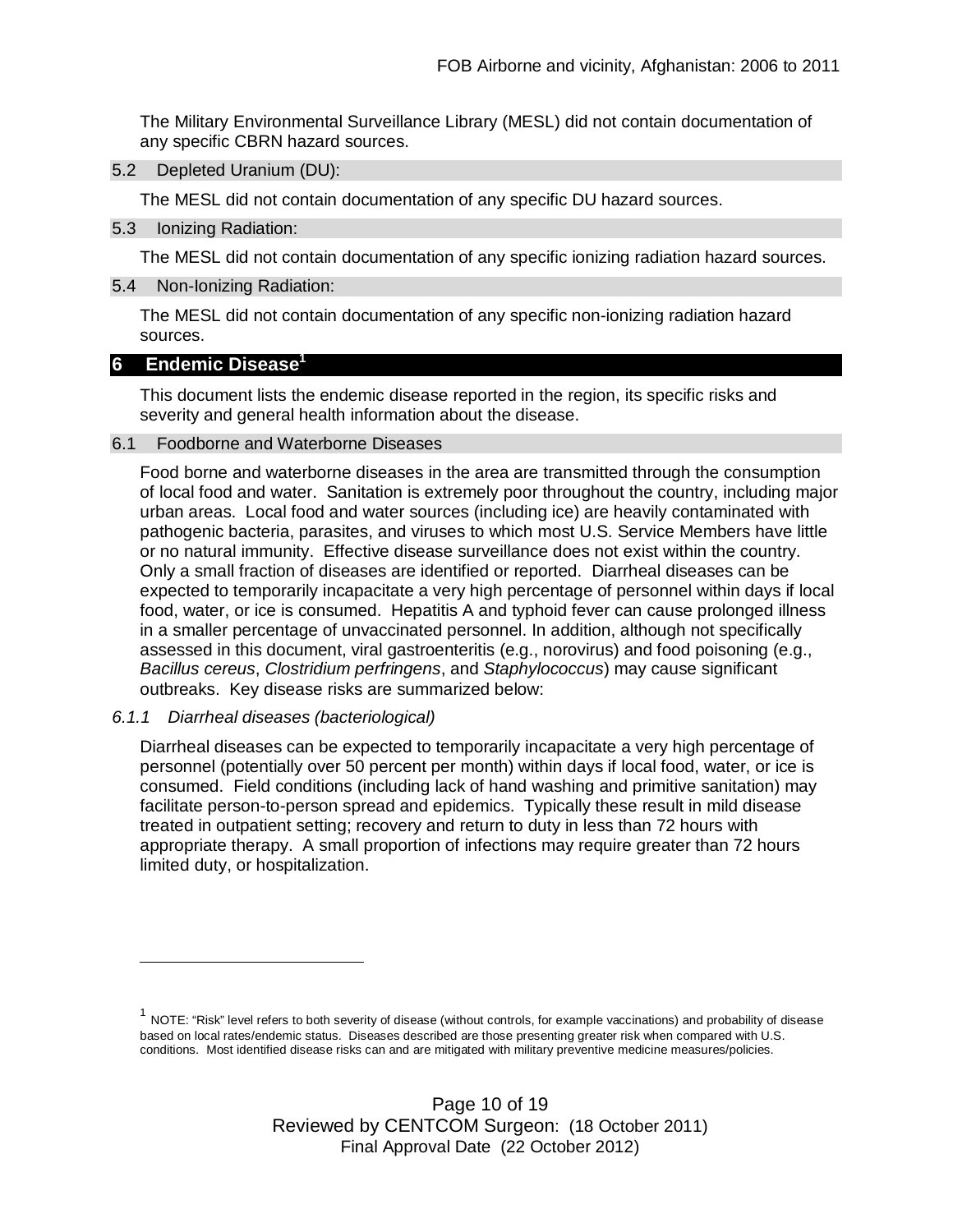The Military Environmental Surveillance Library (MESL) did not contain documentation of any specific CBRN hazard sources.

### 5.2 Depleted Uranium (DU):

The MESL did not contain documentation of any specific DU hazard sources.

### 5.3 Ionizing Radiation:

The MESL did not contain documentation of any specific ionizing radiation hazard sources.

### 5.4 Non-Ionizing Radiation:

The MESL did not contain documentation of any specific non-ionizing radiation hazard sources.

## 6 Endemic Disease[1]

This document lists the endemic disease reported in the region, its specific risks and severity and general health information about the disease.

### 6.1 Foodborne and Waterborne Diseases

Food borne and waterborne diseases in the area are transmitted through the consumption of local food and water. Sanitation is extremely poor throughout the country, including major urban areas. Local food and water sources (including ice) are heavily contaminated with pathogenic bacteria, parasites, and viruses to which most U.S. Service Members have little or no natural immunity. Effective disease surveillance does not exist within the country. Only a small fraction of diseases are identified or reported. Diarrheal diseases can be expected to temporarily incapacitate a very high percentage of personnel within days if local food, water, or ice is consumed. Hepatitis A and typhoid fever can cause prolonged illness in a smaller percentage of unvaccinated personnel. In addition, although not specifically assessed in this document, viral gastroenteritis (e.g., norovirus) and food poisoning (e.g., *Bacillus cereus*, *Clostridium perfringens*, and *Staphylococcus*) may cause significant outbreaks. Key disease risks are summarized below:

#### *6.1.1 Diarrheal diseases (bacteriological)*

Diarrheal diseases can be expected to temporarily incapacitate a very high percentage of personnel (potentially over 50 percent per month) within days if local food, water, or ice is consumed. Field conditions (including lack of hand washing and primitive sanitation) may facilitate person-to-person spread and epidemics. Typically these result in mild disease treated in outpatient setting; recovery and return to duty in less than 72 hours with appropriate therapy. A small proportion of infections may require greater than 72 hours limited duty, or hospitalization.

---

[1] NOTE: "Risk" level refers to both severity of disease (without controls, for example vaccinations) and probability of disease based on local rates/endemic status. Diseases described are those presenting greater risk when compared with U.S. conditions. Most identified disease risks can and are mitigated with military preventive medicine measures/policies.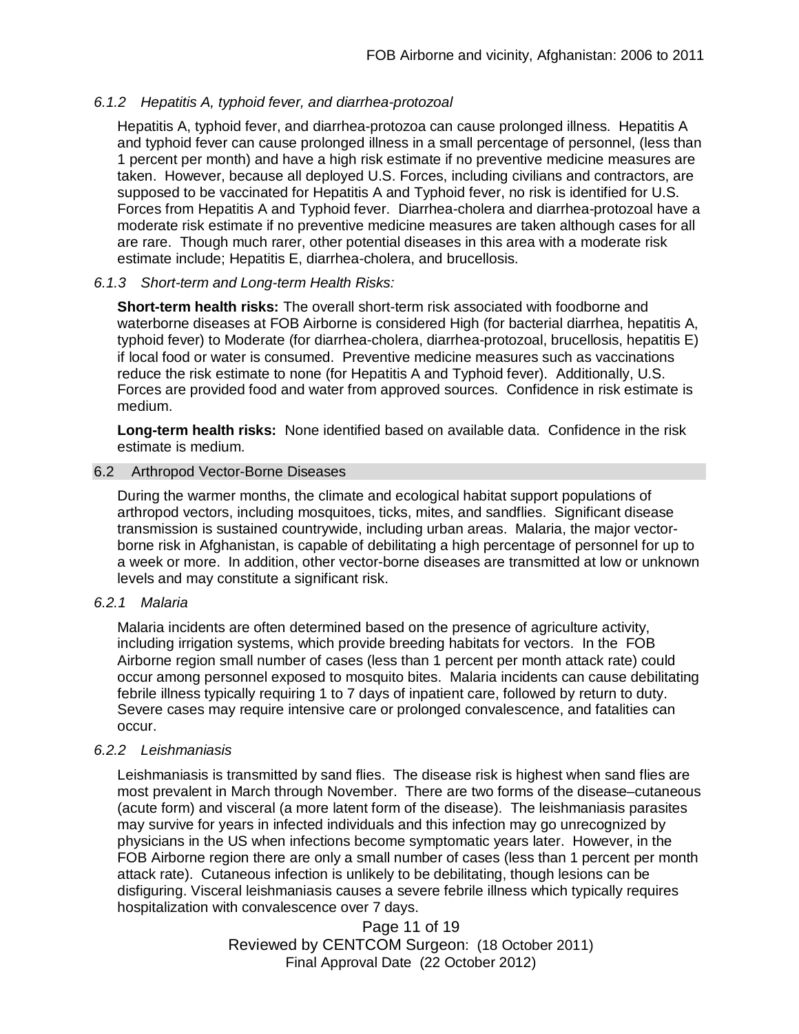#### *6.1.2 Hepatitis A, typhoid fever, and diarrhea-protozoal*

Hepatitis A, typhoid fever, and diarrhea-protozoa can cause prolonged illness. Hepatitis A and typhoid fever can cause prolonged illness in a small percentage of personnel, (less than 1 percent per month) and have a high risk estimate if no preventive medicine measures are taken. However, because all deployed U.S. Forces, including civilians and contractors, are supposed to be vaccinated for Hepatitis A and Typhoid fever, no risk is identified for U.S. Forces from Hepatitis A and Typhoid fever. Diarrhea-cholera and diarrhea-protozoal have a moderate risk estimate if no preventive medicine measures are taken although cases for all are rare. Though much rarer, other potential diseases in this area with a moderate risk estimate include; Hepatitis E, diarrhea-cholera, and brucellosis.

#### *6.1.3 Short-term and Long-term Health Risks:*

**Short-term health risks:** The overall short-term risk associated with foodborne and waterborne diseases at FOB Airborne is considered High (for bacterial diarrhea, hepatitis A, typhoid fever) to Moderate (for diarrhea-cholera, diarrhea-protozoal, brucellosis, hepatitis E) if local food or water is consumed. Preventive medicine measures such as vaccinations reduce the risk estimate to none (for Hepatitis A and Typhoid fever). Additionally, U.S. Forces are provided food and water from approved sources. Confidence in risk estimate is medium.

**Long-term health risks:** None identified based on available data. Confidence in the risk estimate is medium.

### 6.2 Arthropod Vector-Borne Diseases

During the warmer months, the climate and ecological habitat support populations of arthropod vectors, including mosquitoes, ticks, mites, and sandflies. Significant disease transmission is sustained countrywide, including urban areas. Malaria, the major vector-borne risk in Afghanistan, is capable of debilitating a high percentage of personnel for up to a week or more. In addition, other vector-borne diseases are transmitted at low or unknown levels and may constitute a significant risk.

#### *6.2.1 Malaria*

Malaria incidents are often determined based on the presence of agriculture activity, including irrigation systems, which provide breeding habitats for vectors. In the FOB Airborne region small number of cases (less than 1 percent per month attack rate) could occur among personnel exposed to mosquito bites. Malaria incidents can cause debilitating febrile illness typically requiring 1 to 7 days of inpatient care, followed by return to duty. Severe cases may require intensive care or prolonged convalescence, and fatalities can occur.

#### *6.2.2 Leishmaniasis*

Leishmaniasis is transmitted by sand flies. The disease risk is highest when sand flies are most prevalent in March through November. There are two forms of the disease–cutaneous (acute form) and visceral (a more latent form of the disease). The leishmaniasis parasites may survive for years in infected individuals and this infection may go unrecognized by physicians in the US when infections become symptomatic years later. However, in the FOB Airborne region there are only a small number of cases (less than 1 percent per month attack rate). Cutaneous infection is unlikely to be debilitating, though lesions can be disfiguring. Visceral leishmaniasis causes a severe febrile illness which typically requires hospitalization with convalescence over 7 days.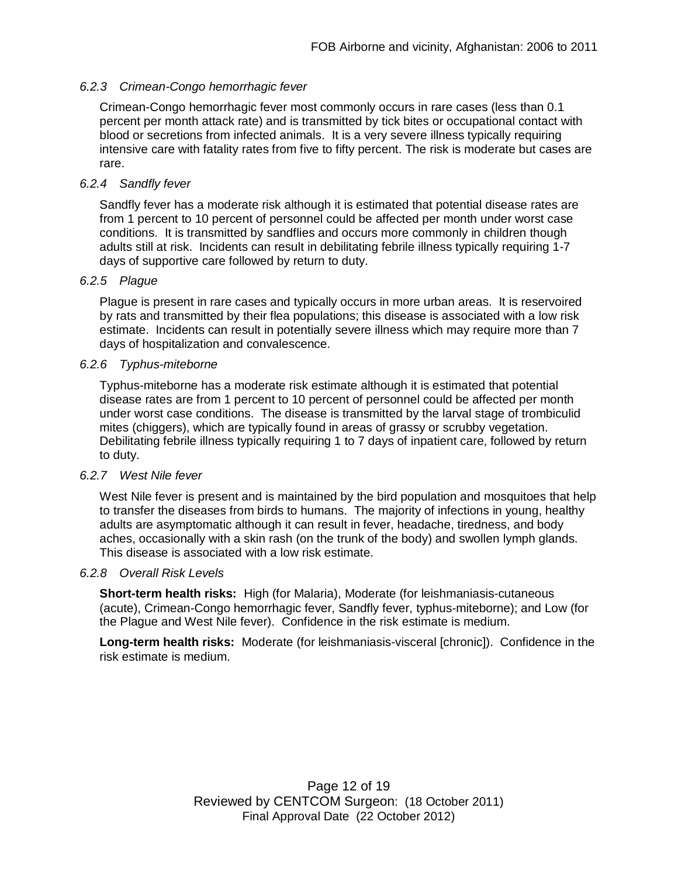#### *6.2.3 Crimean-Congo hemorrhagic fever*

Crimean-Congo hemorrhagic fever most commonly occurs in rare cases (less than 0.1 percent per month attack rate) and is transmitted by tick bites or occupational contact with blood or secretions from infected animals. It is a very severe illness typically requiring intensive care with fatality rates from five to fifty percent. The risk is moderate but cases are rare.

#### *6.2.4 Sandfly fever*

Sandfly fever has a moderate risk although it is estimated that potential disease rates are from 1 percent to 10 percent of personnel could be affected per month under worst case conditions. It is transmitted by sandflies and occurs more commonly in children though adults still at risk. Incidents can result in debilitating febrile illness typically requiring 1-7 days of supportive care followed by return to duty.

#### *6.2.5 Plague*

Plague is present in rare cases and typically occurs in more urban areas. It is reservoired by rats and transmitted by their flea populations; this disease is associated with a low risk estimate. Incidents can result in potentially severe illness which may require more than 7 days of hospitalization and convalescence.

#### *6.2.6 Typhus-miteborne*

Typhus-miteborne has a moderate risk estimate although it is estimated that potential disease rates are from 1 percent to 10 percent of personnel could be affected per month under worst case conditions. The disease is transmitted by the larval stage of trombiculid mites (chiggers), which are typically found in areas of grassy or scrubby vegetation. Debilitating febrile illness typically requiring 1 to 7 days of inpatient care, followed by return to duty.

#### *6.2.7 West Nile fever*

West Nile fever is present and is maintained by the bird population and mosquitoes that help to transfer the diseases from birds to humans. The majority of infections in young, healthy adults are asymptomatic although it can result in fever, headache, tiredness, and body aches, occasionally with a skin rash (on the trunk of the body) and swollen lymph glands. This disease is associated with a low risk estimate.

#### *6.2.8 Overall Risk Levels*

**Short-term health risks:** High (for Malaria), Moderate (for leishmaniasis-cutaneous (acute), Crimean-Congo hemorrhagic fever, Sandfly fever, typhus-miteborne); and Low (for the Plague and West Nile fever). Confidence in the risk estimate is medium.

**Long-term health risks:** Moderate (for leishmaniasis-visceral [chronic]). Confidence in the risk estimate is medium.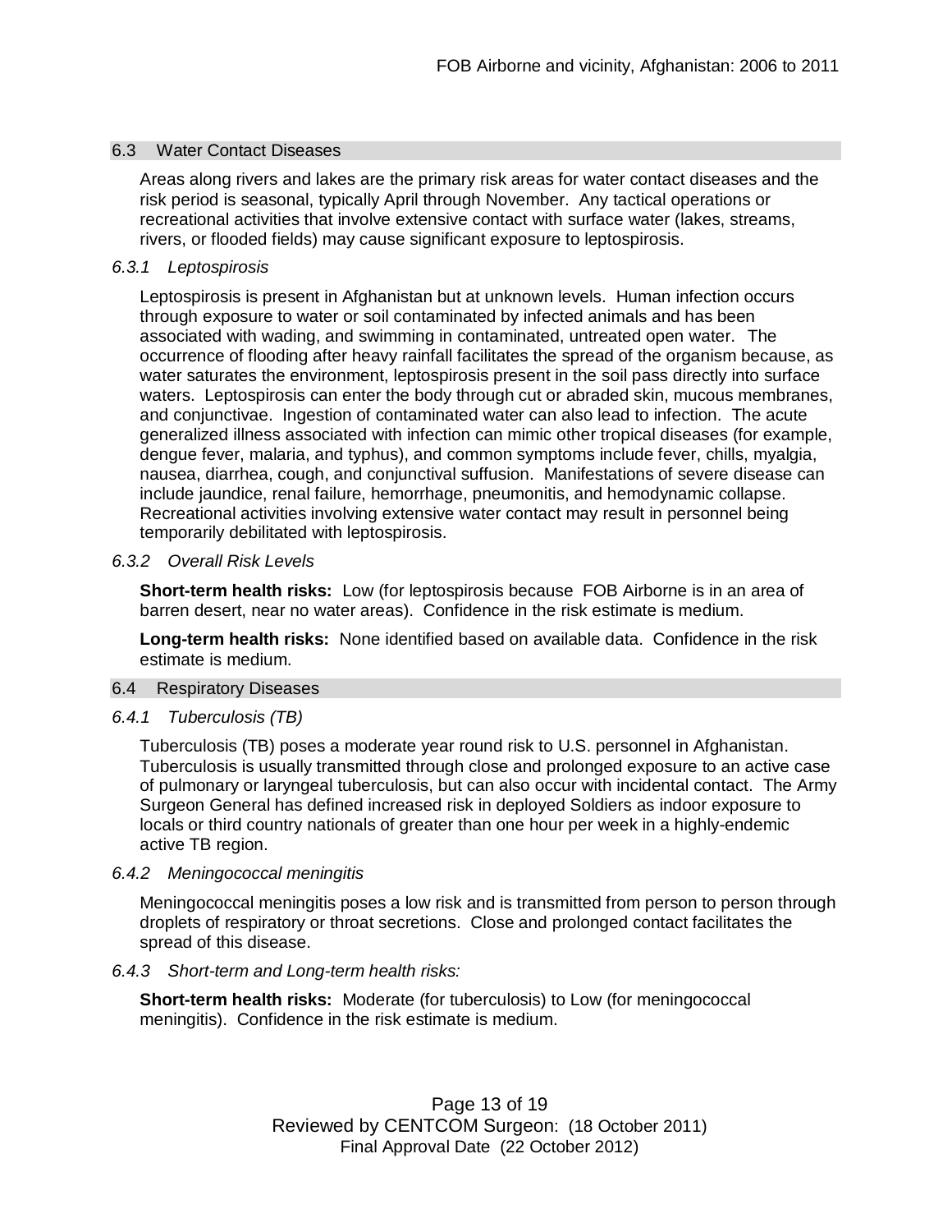## 6.3 Water Contact Diseases

Areas along rivers and lakes are the primary risk areas for water contact diseases and the risk period is seasonal, typically April through November. Any tactical operations or recreational activities that involve extensive contact with surface water (lakes, streams, rivers, or flooded fields) may cause significant exposure to leptospirosis.

### *6.3.1 Leptospirosis*

Leptospirosis is present in Afghanistan but at unknown levels. Human infection occurs through exposure to water or soil contaminated by infected animals and has been associated with wading, and swimming in contaminated, untreated open water. The occurrence of flooding after heavy rainfall facilitates the spread of the organism because, as water saturates the environment, leptospirosis present in the soil pass directly into surface waters. Leptospirosis can enter the body through cut or abraded skin, mucous membranes, and conjunctivae. Ingestion of contaminated water can also lead to infection. The acute generalized illness associated with infection can mimic other tropical diseases (for example, dengue fever, malaria, and typhus), and common symptoms include fever, chills, myalgia, nausea, diarrhea, cough, and conjunctival suffusion. Manifestations of severe disease can include jaundice, renal failure, hemorrhage, pneumonitis, and hemodynamic collapse. Recreational activities involving extensive water contact may result in personnel being temporarily debilitated with leptospirosis.

### *6.3.2 Overall Risk Levels*

**Short-term health risks:** Low (for leptospirosis because FOB Airborne is in an area of barren desert, near no water areas). Confidence in the risk estimate is medium.

**Long-term health risks:** None identified based on available data. Confidence in the risk estimate is medium.

## 6.4 Respiratory Diseases

### *6.4.1 Tuberculosis (TB)*

Tuberculosis (TB) poses a moderate year round risk to U.S. personnel in Afghanistan. Tuberculosis is usually transmitted through close and prolonged exposure to an active case of pulmonary or laryngeal tuberculosis, but can also occur with incidental contact. The Army Surgeon General has defined increased risk in deployed Soldiers as indoor exposure to locals or third country nationals of greater than one hour per week in a highly-endemic active TB region.

### *6.4.2 Meningococcal meningitis*

Meningococcal meningitis poses a low risk and is transmitted from person to person through droplets of respiratory or throat secretions. Close and prolonged contact facilitates the spread of this disease.

### *6.4.3 Short-term and Long-term health risks:*

**Short-term health risks:** Moderate (for tuberculosis) to Low (for meningococcal meningitis). Confidence in the risk estimate is medium.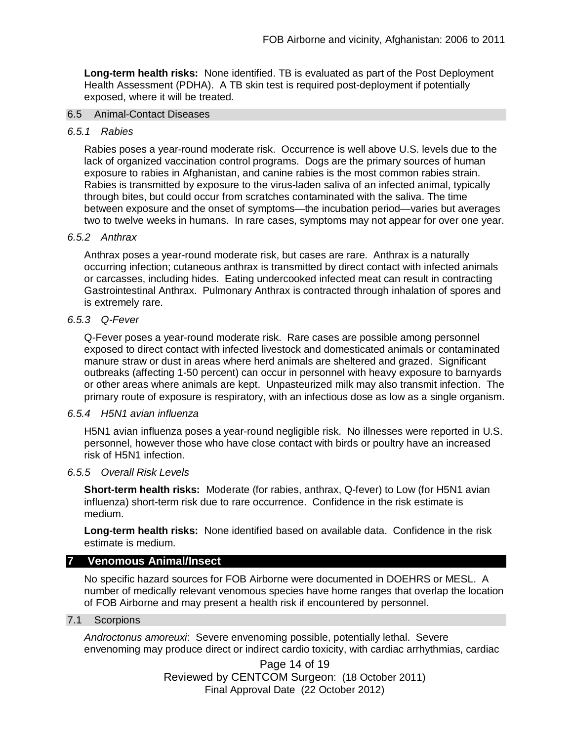**Long-term health risks:** None identified. TB is evaluated as part of the Post Deployment Health Assessment (PDHA). A TB skin test is required post-deployment if potentially exposed, where it will be treated.

### 6.5 Animal-Contact Diseases

#### *6.5.1 Rabies*

Rabies poses a year-round moderate risk. Occurrence is well above U.S. levels due to the lack of organized vaccination control programs. Dogs are the primary sources of human exposure to rabies in Afghanistan, and canine rabies is the most common rabies strain. Rabies is transmitted by exposure to the virus-laden saliva of an infected animal, typically through bites, but could occur from scratches contaminated with the saliva. The time between exposure and the onset of symptoms—the incubation period—varies but averages two to twelve weeks in humans. In rare cases, symptoms may not appear for over one year.

#### *6.5.2 Anthrax*

Anthrax poses a year-round moderate risk, but cases are rare. Anthrax is a naturally occurring infection; cutaneous anthrax is transmitted by direct contact with infected animals or carcasses, including hides. Eating undercooked infected meat can result in contracting Gastrointestinal Anthrax. Pulmonary Anthrax is contracted through inhalation of spores and is extremely rare.

#### *6.5.3 Q-Fever*

Q-Fever poses a year-round moderate risk. Rare cases are possible among personnel exposed to direct contact with infected livestock and domesticated animals or contaminated manure straw or dust in areas where herd animals are sheltered and grazed. Significant outbreaks (affecting 1-50 percent) can occur in personnel with heavy exposure to barnyards or other areas where animals are kept. Unpasteurized milk may also transmit infection. The primary route of exposure is respiratory, with an infectious dose as low as a single organism.

#### *6.5.4 H5N1 avian influenza*

H5N1 avian influenza poses a year-round negligible risk. No illnesses were reported in U.S. personnel, however those who have close contact with birds or poultry have an increased risk of H5N1 infection.

#### *6.5.5 Overall Risk Levels*

**Short-term health risks:** Moderate (for rabies, anthrax, Q-fever) to Low (for H5N1 avian influenza) short-term risk due to rare occurrence. Confidence in the risk estimate is medium.

**Long-term health risks:** None identified based on available data. Confidence in the risk estimate is medium.

## 7 Venomous Animal/Insect

No specific hazard sources for FOB Airborne were documented in DOEHRS or MESL. A number of medically relevant venomous species have home ranges that overlap the location of FOB Airborne and may present a health risk if encountered by personnel.

### 7.1 Scorpions

*Androctonus amoreuxi*: Severe envenoming possible, potentially lethal. Severe envenoming may produce direct or indirect cardio toxicity, with cardiac arrhythmias, cardiac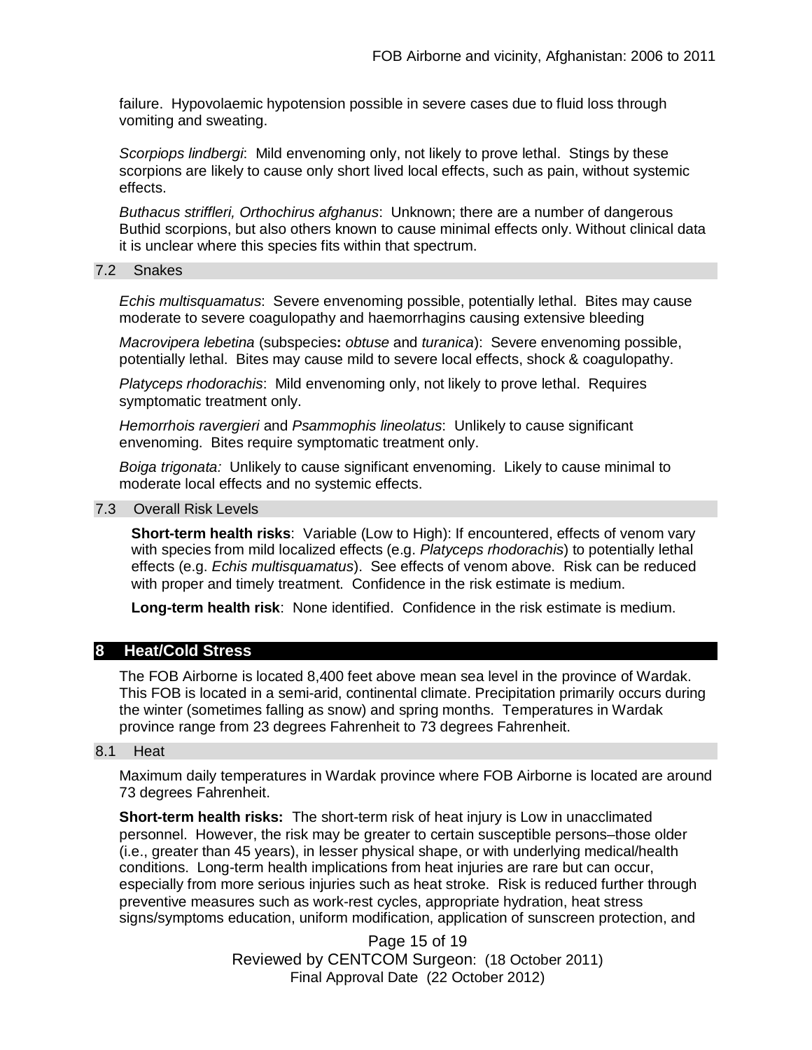failure. Hypovolaemic hypotension possible in severe cases due to fluid loss through vomiting and sweating.

*Scorpiops lindbergi*: Mild envenoming only, not likely to prove lethal. Stings by these scorpions are likely to cause only short lived local effects, such as pain, without systemic effects.

*Buthacus striffleri, Orthochirus afghanus*: Unknown; there are a number of dangerous Buthid scorpions, but also others known to cause minimal effects only. Without clinical data it is unclear where this species fits within that spectrum.

### 7.2 Snakes

*Echis multisquamatus*: Severe envenoming possible, potentially lethal. Bites may cause moderate to severe coagulopathy and haemorrhagins causing extensive bleeding

*Macrovipera lebetina* (subspecies**:** *obtuse* and *turanica*): Severe envenoming possible, potentially lethal. Bites may cause mild to severe local effects, shock & coagulopathy.

*Platyceps rhodorachis*: Mild envenoming only, not likely to prove lethal. Requires symptomatic treatment only.

*Hemorrhois ravergieri* and *Psammophis lineolatus*: Unlikely to cause significant envenoming. Bites require symptomatic treatment only.

*Boiga trigonata:* Unlikely to cause significant envenoming. Likely to cause minimal to moderate local effects and no systemic effects.

### 7.3 Overall Risk Levels

**Short-term health risks**: Variable (Low to High): If encountered, effects of venom vary with species from mild localized effects (e.g. *Platyceps rhodorachis*) to potentially lethal effects (e.g. *Echis multisquamatus*). See effects of venom above. Risk can be reduced with proper and timely treatment. Confidence in the risk estimate is medium.

**Long-term health risk**: None identified. Confidence in the risk estimate is medium.

## 8 Heat/Cold Stress

The FOB Airborne is located 8,400 feet above mean sea level in the province of Wardak. This FOB is located in a semi-arid, continental climate. Precipitation primarily occurs during the winter (sometimes falling as snow) and spring months. Temperatures in Wardak province range from 23 degrees Fahrenheit to 73 degrees Fahrenheit.

### 8.1 Heat

Maximum daily temperatures in Wardak province where FOB Airborne is located are around 73 degrees Fahrenheit.

**Short-term health risks:** The short-term risk of heat injury is Low in unacclimated personnel. However, the risk may be greater to certain susceptible persons–those older (i.e., greater than 45 years), in lesser physical shape, or with underlying medical/health conditions. Long-term health implications from heat injuries are rare but can occur, especially from more serious injuries such as heat stroke. Risk is reduced further through preventive measures such as work-rest cycles, appropriate hydration, heat stress signs/symptoms education, uniform modification, application of sunscreen protection, and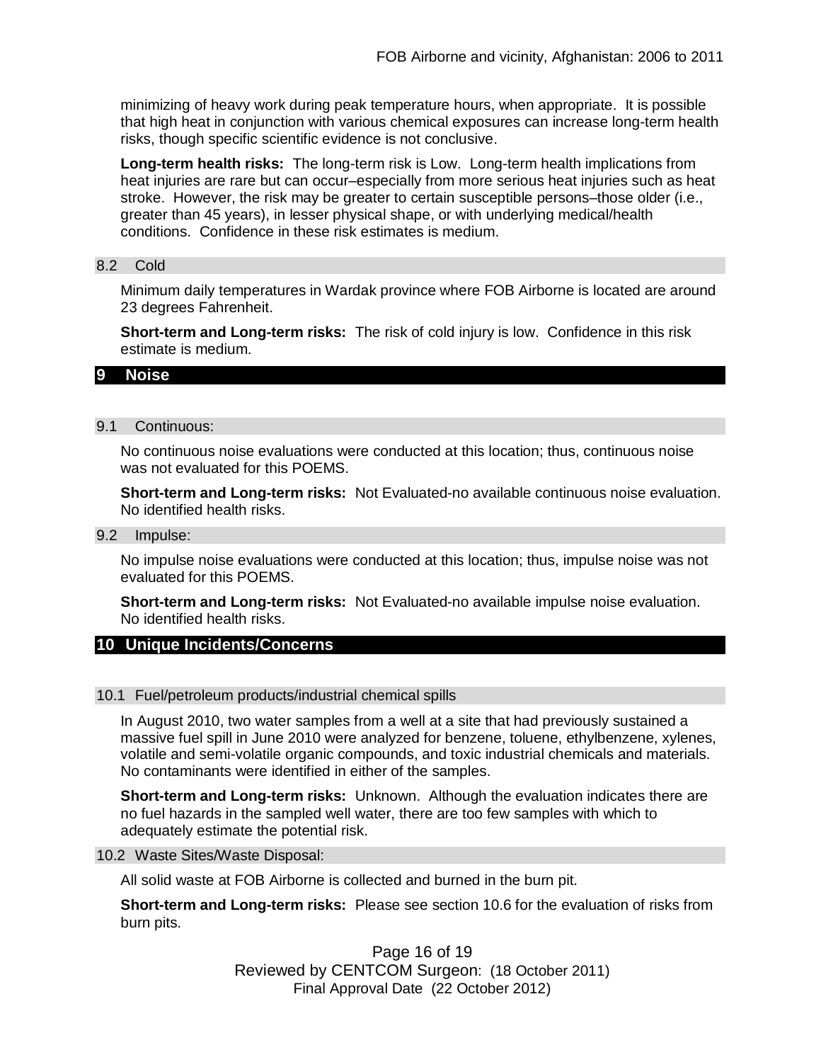minimizing of heavy work during peak temperature hours, when appropriate. It is possible that high heat in conjunction with various chemical exposures can increase long-term health risks, though specific scientific evidence is not conclusive.

**Long-term health risks:** The long-term risk is Low. Long-term health implications from heat injuries are rare but can occur–especially from more serious heat injuries such as heat stroke. However, the risk may be greater to certain susceptible persons–those older (i.e., greater than 45 years), in lesser physical shape, or with underlying medical/health conditions. Confidence in these risk estimates is medium.

### 8.2 Cold

Minimum daily temperatures in Wardak province where FOB Airborne is located are around 23 degrees Fahrenheit.

**Short-term and Long-term risks:** The risk of cold injury is low. Confidence in this risk estimate is medium.

## 9 Noise

### 9.1 Continuous:

No continuous noise evaluations were conducted at this location; thus, continuous noise was not evaluated for this POEMS.

**Short-term and Long-term risks:** Not Evaluated-no available continuous noise evaluation. No identified health risks.

### 9.2 Impulse:

No impulse noise evaluations were conducted at this location; thus, impulse noise was not evaluated for this POEMS.

**Short-term and Long-term risks:** Not Evaluated-no available impulse noise evaluation. No identified health risks.

## 10 Unique Incidents/Concerns

### 10.1 Fuel/petroleum products/industrial chemical spills

In August 2010, two water samples from a well at a site that had previously sustained a massive fuel spill in June 2010 were analyzed for benzene, toluene, ethylbenzene, xylenes, volatile and semi-volatile organic compounds, and toxic industrial chemicals and materials. No contaminants were identified in either of the samples.

**Short-term and Long-term risks:** Unknown. Although the evaluation indicates there are no fuel hazards in the sampled well water, there are too few samples with which to adequately estimate the potential risk.

### 10.2 Waste Sites/Waste Disposal:

All solid waste at FOB Airborne is collected and burned in the burn pit.

**Short-term and Long-term risks:** Please see section 10.6 for the evaluation of risks from burn pits.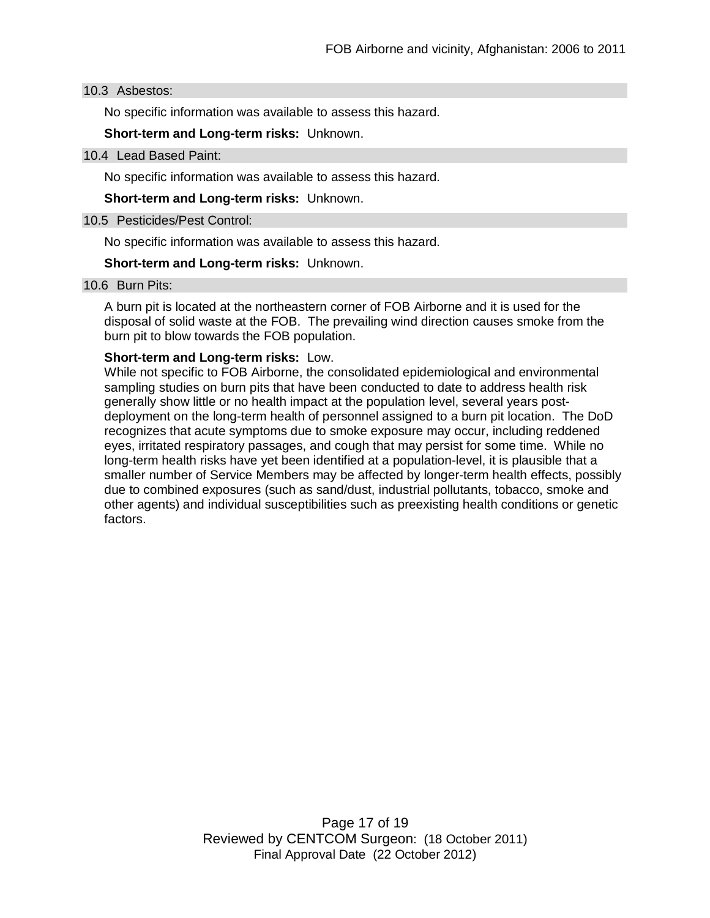### 10.3 Asbestos:

No specific information was available to assess this hazard.

**Short-term and Long-term risks:** Unknown.

### 10.4 Lead Based Paint:

No specific information was available to assess this hazard.

**Short-term and Long-term risks:** Unknown.

### 10.5 Pesticides/Pest Control:

No specific information was available to assess this hazard.

**Short-term and Long-term risks:** Unknown.

### 10.6 Burn Pits:

A burn pit is located at the northeastern corner of FOB Airborne and it is used for the disposal of solid waste at the FOB. The prevailing wind direction causes smoke from the burn pit to blow towards the FOB population.

**Short-term and Long-term risks:** Low.
While not specific to FOB Airborne, the consolidated epidemiological and environmental sampling studies on burn pits that have been conducted to date to address health risk generally show little or no health impact at the population level, several years post-deployment on the long-term health of personnel assigned to a burn pit location. The DoD recognizes that acute symptoms due to smoke exposure may occur, including reddened eyes, irritated respiratory passages, and cough that may persist for some time. While no long-term health risks have yet been identified at a population-level, it is plausible that a smaller number of Service Members may be affected by longer-term health effects, possibly due to combined exposures (such as sand/dust, industrial pollutants, tobacco, smoke and other agents) and individual susceptibilities such as preexisting health conditions or genetic factors.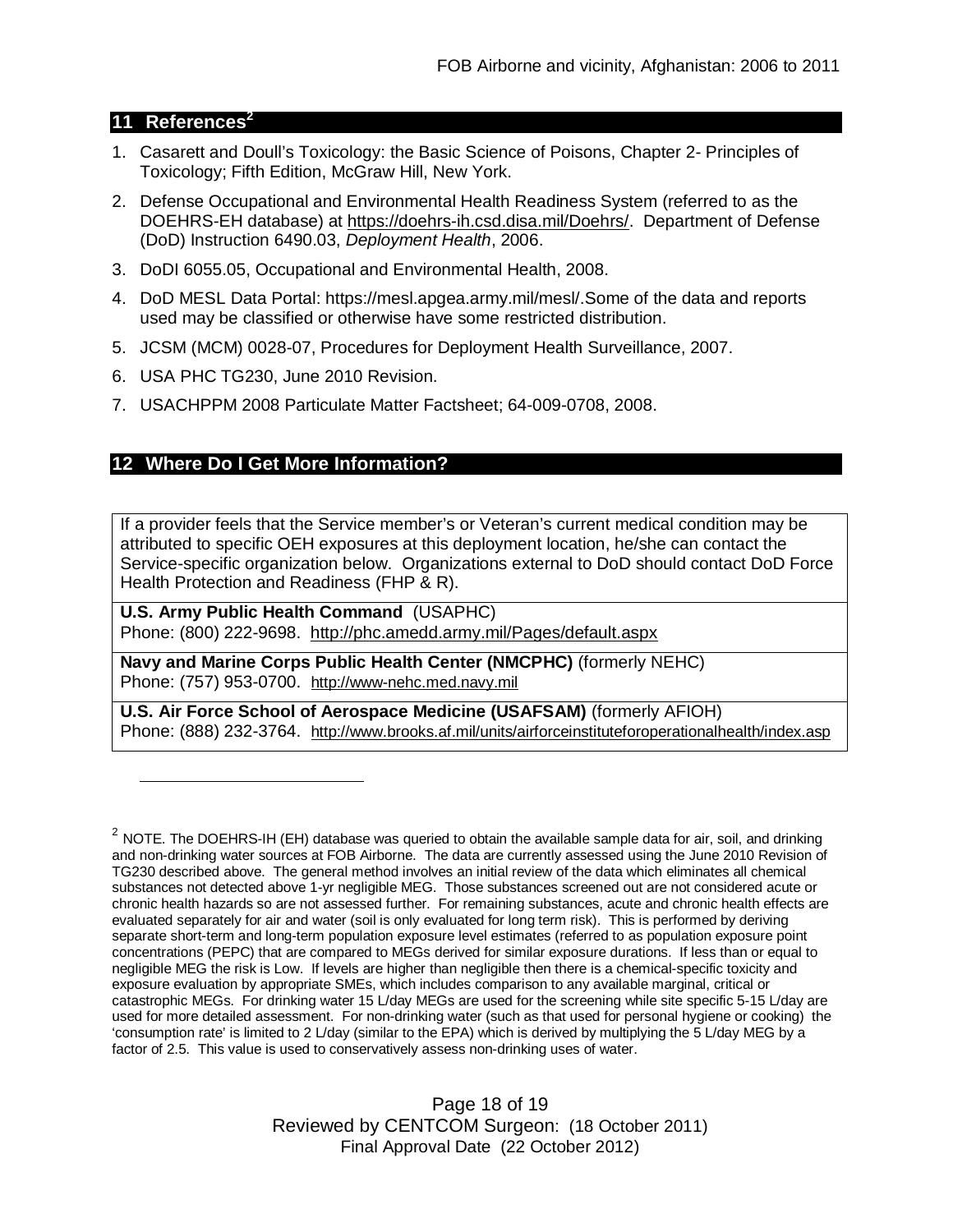## 11 References[2]

1. Casarett and Doull's Toxicology: the Basic Science of Poisons, Chapter 2- Principles of Toxicology; Fifth Edition, McGraw Hill, New York.
2. Defense Occupational and Environmental Health Readiness System (referred to as the DOEHRS-EH database) at https://doehrs-ih.csd.disa.mil/Doehrs/. Department of Defense (DoD) Instruction 6490.03, *Deployment Health*, 2006.
3. DoDI 6055.05, Occupational and Environmental Health, 2008.
4. DoD MESL Data Portal: https://mesl.apgea.army.mil/mesl/.Some of the data and reports used may be classified or otherwise have some restricted distribution.
5. JCSM (MCM) 0028-07, Procedures for Deployment Health Surveillance, 2007.
6. USA PHC TG230, June 2010 Revision.
7. USACHPPM 2008 Particulate Matter Factsheet; 64-009-0708, 2008.

## 12 Where Do I Get More Information?

| If a provider feels that the Service member's or Veteran's current medical condition may be attributed to specific OEH exposures at this deployment location, he/she can contact the Service-specific organization below. Organizations external to DoD should contact DoD Force Health Protection and Readiness (FHP & R). |
|---|
| **U.S. Army Public Health Command** (USAPHC)<br>Phone: (800) 222-9698. http://phc.amedd.army.mil/Pages/default.aspx |
| **Navy and Marine Corps Public Health Center (NMCPHC)** (formerly NEHC)<br>Phone: (757) 953-0700. http://www-nehc.med.navy.mil |
| **U.S. Air Force School of Aerospace Medicine (USAFSAM)** (formerly AFIOH)<br>Phone: (888) 232-3764. http://www.brooks.af.mil/units/airforceinstituteforoperationalhealth/index.asp |

[2] NOTE. The DOEHRS-IH (EH) database was queried to obtain the available sample data for air, soil, and drinking and non-drinking water sources at FOB Airborne. The data are currently assessed using the June 2010 Revision of TG230 described above. The general method involves an initial review of the data which eliminates all chemical substances not detected above 1-yr negligible MEG. Those substances screened out are not considered acute or chronic health hazards so are not assessed further. For remaining substances, acute and chronic health effects are evaluated separately for air and water (soil is only evaluated for long term risk). This is performed by deriving separate short-term and long-term population exposure level estimates (referred to as population exposure point concentrations (PEPC) that are compared to MEGs derived for similar exposure durations. If less than or equal to negligible MEG the risk is Low. If levels are higher than negligible then there is a chemical-specific toxicity and exposure evaluation by appropriate SMEs, which includes comparison to any available marginal, critical or catastrophic MEGs. For drinking water 15 L/day MEGs are used for the screening while site specific 5-15 L/day are used for more detailed assessment. For non-drinking water (such as that used for personal hygiene or cooking) the 'consumption rate' is limited to 2 L/day (similar to the EPA) which is derived by multiplying the 5 L/day MEG by a factor of 2.5. This value is used to conservatively assess non-drinking uses of water.

Reviewed by CENTCOM Surgeon: (18 October 2011)
Final Approval Date (22 October 2012)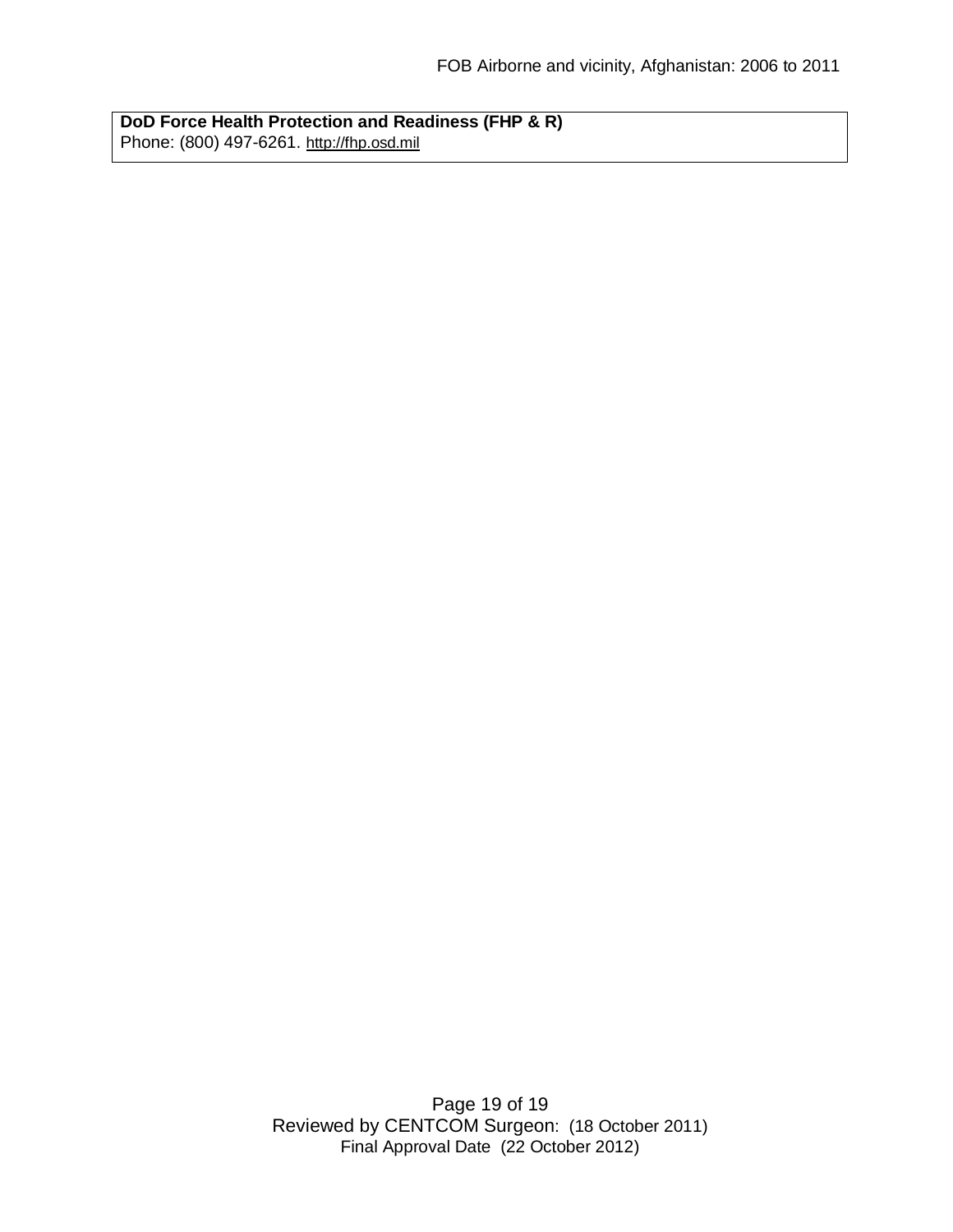**DoD Force Health Protection and Readiness (FHP & R)**
Phone: (800) 497-6261. http://fhp.osd.mil